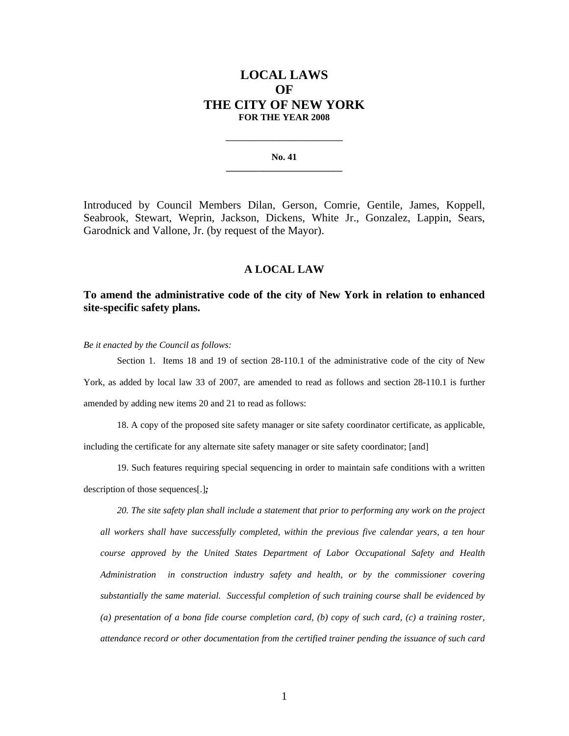# LOCAL LAWS
# OF
# THE CITY OF NEW YORK
**FOR THE YEAR 2008**

---

**No. 41**

---

Introduced by Council Members Dilan, Gerson, Comrie, Gentile, James, Koppell, Seabrook, Stewart, Weprin, Jackson, Dickens, White Jr., Gonzalez, Lappin, Sears, Garodnick and Vallone, Jr. (by request of the Mayor).

## A LOCAL LAW

### To amend the administrative code of the city of New York in relation to enhanced site-specific safety plans.

*Be it enacted by the Council as follows:*

Section 1. Items 18 and 19 of section 28-110.1 of the administrative code of the city of New York, as added by local law 33 of 2007, are amended to read as follows and section 28-110.1 is further amended by adding new items 20 and 21 to read as follows:

18. A copy of the proposed site safety manager or site safety coordinator certificate, as applicable, including the certificate for any alternate site safety manager or site safety coordinator; [and]

19. Such features requiring special sequencing in order to maintain safe conditions with a written description of those sequences[.]***;***

*20. The site safety plan shall include a statement that prior to performing any work on the project all workers shall have successfully completed, within the previous five calendar years, a ten hour course approved by the United States Department of Labor Occupational Safety and Health Administration in construction industry safety and health, or by the commissioner covering substantially the same material. Successful completion of such training course shall be evidenced by (a) presentation of a bona fide course completion card, (b) copy of such card, (c) a training roster, attendance record or other documentation from the certified trainer pending the issuance of such card*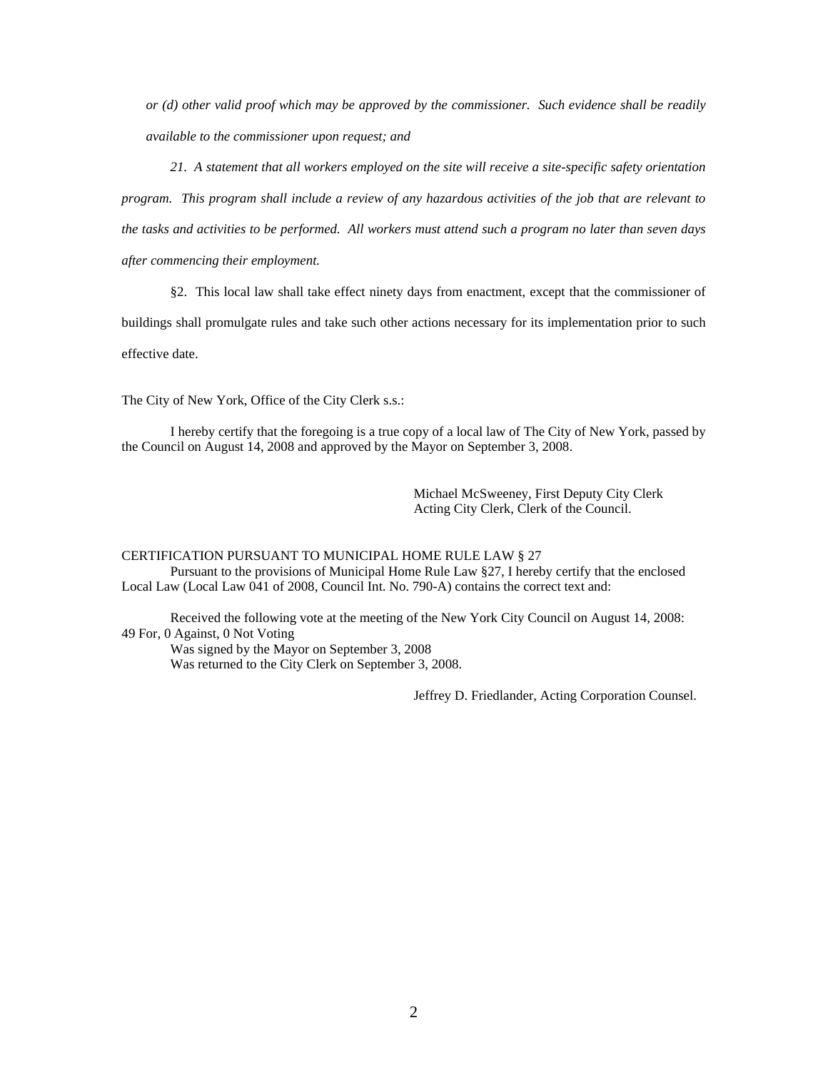*or (d) other valid proof which may be approved by the commissioner. Such evidence shall be readily available to the commissioner upon request; and*

*21. A statement that all workers employed on the site will receive a site-specific safety orientation program. This program shall include a review of any hazardous activities of the job that are relevant to the tasks and activities to be performed. All workers must attend such a program no later than seven days after commencing their employment.*

§2. This local law shall take effect ninety days from enactment, except that the commissioner of buildings shall promulgate rules and take such other actions necessary for its implementation prior to such effective date.

The City of New York, Office of the City Clerk s.s.:

I hereby certify that the foregoing is a true copy of a local law of The City of New York, passed by the Council on August 14, 2008 and approved by the Mayor on September 3, 2008.

Michael McSweeney, First Deputy City Clerk
Acting City Clerk, Clerk of the Council.

CERTIFICATION PURSUANT TO MUNICIPAL HOME RULE LAW § 27

Pursuant to the provisions of Municipal Home Rule Law §27, I hereby certify that the enclosed Local Law (Local Law 041 of 2008, Council Int. No. 790-A) contains the correct text and:

Received the following vote at the meeting of the New York City Council on August 14, 2008: 49 For, 0 Against, 0 Not Voting

Was signed by the Mayor on September 3, 2008

Was returned to the City Clerk on September 3, 2008.

Jeffrey D. Friedlander, Acting Corporation Counsel.